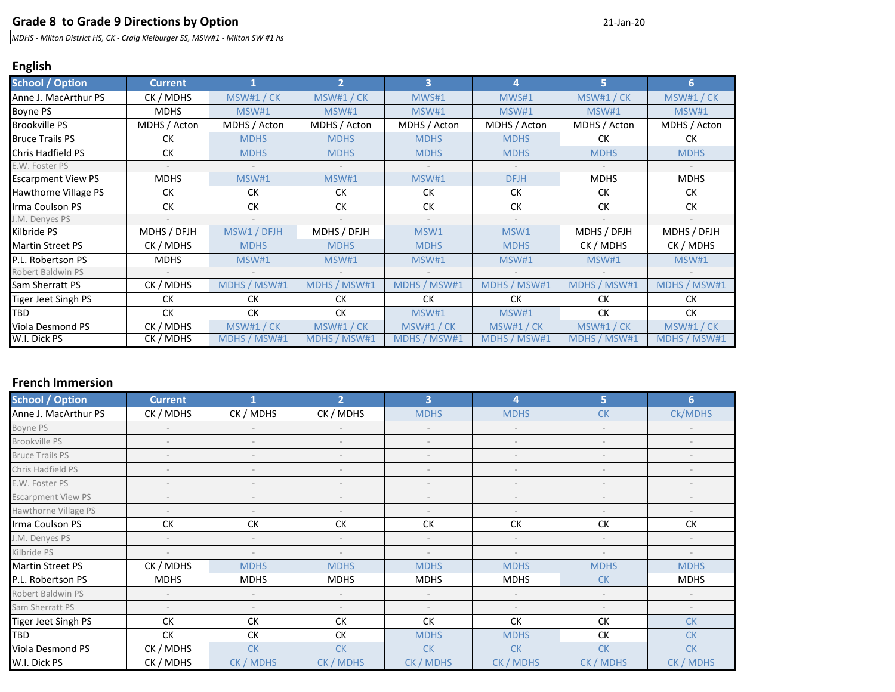## Grade 8 to Grade 9 Directions by Option

21-Jan-20

*MDHS - Milton District HS, CK - Craig Kielburger SS, MSW#1 - Milton SW #1 hs*

### English

| School / Option | Current | 1 | 2 | 3 | 4 | 5 | 6 |
|---|---|---|---|---|---|---|---|
| Anne J. MacArthur PS | CK / MDHS | MSW#1 / CK | MSW#1 / CK | MWS#1 | MWS#1 | MSW#1 / CK | MSW#1 / CK |
| Boyne PS | MDHS | MSW#1 | MSW#1 | MSW#1 | MSW#1 | MSW#1 | MSW#1 |
| Brookville PS | MDHS / Acton | MDHS / Acton | MDHS / Acton | MDHS / Acton | MDHS / Acton | MDHS / Acton | MDHS / Acton |
| Bruce Trails PS | CK | MDHS | MDHS | MDHS | MDHS | CK | CK |
| Chris Hadfield PS | CK | MDHS | MDHS | MDHS | MDHS | MDHS | MDHS |
| E.W. Foster PS | - | - | - | - | - | - | - |
| Escarpment View PS | MDHS | MSW#1 | MSW#1 | MSW#1 | DFJH | MDHS | MDHS |
| Hawthorne Village PS | CK | CK | CK | CK | CK | CK | CK |
| Irma Coulson PS | CK | CK | CK | CK | CK | CK | CK |
| J.M. Denyes PS | - | - | - | - | - | - | - |
| Kilbride PS | MDHS / DFJH | MSW1 / DFJH | MDHS / DFJH | MSW1 | MSW1 | MDHS / DFJH | MDHS / DFJH |
| Martin Street PS | CK / MDHS | MDHS | MDHS | MDHS | MDHS | CK / MDHS | CK / MDHS |
| P.L. Robertson PS | MDHS | MSW#1 | MSW#1 | MSW#1 | MSW#1 | MSW#1 | MSW#1 |
| Robert Baldwin PS | - | - | - | - | - | - | - |
| Sam Sherratt PS | CK / MDHS | MDHS / MSW#1 | MDHS / MSW#1 | MDHS / MSW#1 | MDHS / MSW#1 | MDHS / MSW#1 | MDHS / MSW#1 |
| Tiger Jeet Singh PS | CK | CK | CK | CK | CK | CK | CK |
| TBD | CK | CK | CK | MSW#1 | MSW#1 | CK | CK |
| Viola Desmond PS | CK / MDHS | MSW#1 / CK | MSW#1 / CK | MSW#1 / CK | MSW#1 / CK | MSW#1 / CK | MSW#1 / CK |
| W.I. Dick PS | CK / MDHS | MDHS / MSW#1 | MDHS / MSW#1 | MDHS / MSW#1 | MDHS / MSW#1 | MDHS / MSW#1 | MDHS / MSW#1 |

### French Immersion

| School / Option | Current | 1 | 2 | 3 | 4 | 5 | 6 |
|---|---|---|---|---|---|---|---|
| Anne J. MacArthur PS | CK / MDHS | CK / MDHS | CK / MDHS | MDHS | MDHS | CK | Ck/MDHS |
| Boyne PS | - | - | - | - | - | - | - |
| Brookville PS | - | - | - | - | - | - | - |
| Bruce Trails PS | - | - | - | - | - | - | - |
| Chris Hadfield PS | - | - | - | - | - | - | - |
| E.W. Foster PS | - | - | - | - | - | - | - |
| Escarpment View PS | - | - | - | - | - | - | - |
| Hawthorne Village PS | - | - | - | - | - | - | - |
| Irma Coulson PS | CK | CK | CK | CK | CK | CK | CK |
| J.M. Denyes PS | - | - | - | - | - | - | - |
| Kilbride PS | - | - | - | - | - | - | - |
| Martin Street PS | CK / MDHS | MDHS | MDHS | MDHS | MDHS | MDHS | MDHS |
| P.L. Robertson PS | MDHS | MDHS | MDHS | MDHS | MDHS | CK | MDHS |
| Robert Baldwin PS | - | - | - | - | - | - | - |
| Sam Sherratt PS | - | - | - | - | - | - | - |
| Tiger Jeet Singh PS | CK | CK | CK | CK | CK | CK | CK |
| TBD | CK | CK | CK | MDHS | MDHS | CK | CK |
| Viola Desmond PS | CK / MDHS | CK | CK | CK | CK | CK | CK |
| W.I. Dick PS | CK / MDHS | CK / MDHS | CK / MDHS | CK / MDHS | CK / MDHS | CK / MDHS | CK / MDHS |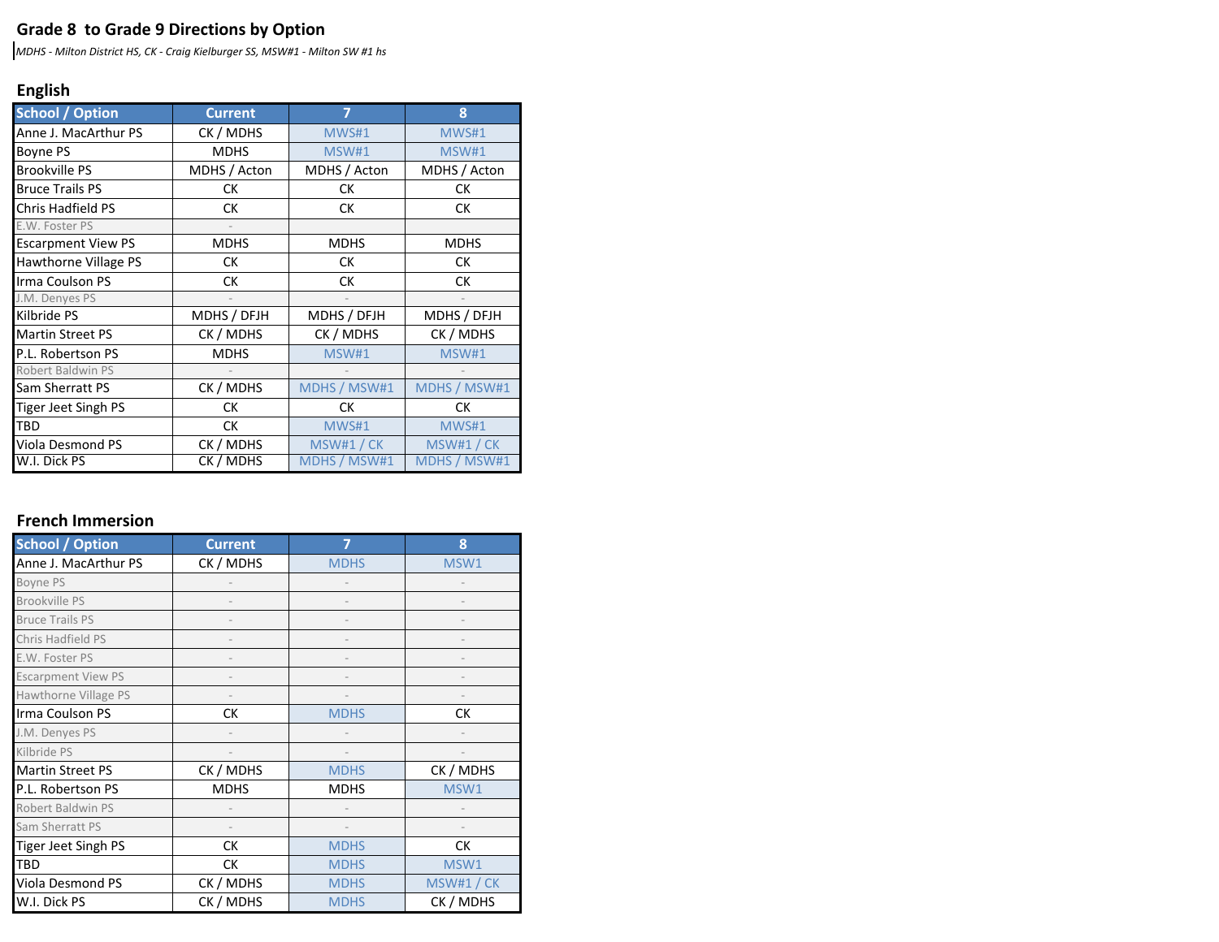## Grade 8 to Grade 9 Directions by Option

*MDHS - Milton District HS, CK - Craig Kielburger SS, MSW#1 - Milton SW #1 hs*

### English

| School / Option | Current | 7 | 8 |
|---|---|---|---|
| Anne J. MacArthur PS | CK / MDHS | MWS#1 | MWS#1 |
| Boyne PS | MDHS | MSW#1 | MSW#1 |
| Brookville PS | MDHS / Acton | MDHS / Acton | MDHS / Acton |
| Bruce Trails PS | CK | CK | CK |
| Chris Hadfield PS | CK | CK | CK |
| E.W. Foster PS | - | | |
| Escarpment View PS | MDHS | MDHS | MDHS |
| Hawthorne Village PS | CK | CK | CK |
| Irma Coulson PS | CK | CK | CK |
| J.M. Denyes PS | - | - | - |
| Kilbride PS | MDHS / DFJH | MDHS / DFJH | MDHS / DFJH |
| Martin Street PS | CK / MDHS | CK / MDHS | CK / MDHS |
| P.L. Robertson PS | MDHS | MSW#1 | MSW#1 |
| Robert Baldwin PS | - | - | - |
| Sam Sherratt PS | CK / MDHS | MDHS / MSW#1 | MDHS / MSW#1 |
| Tiger Jeet Singh PS | CK | CK | CK |
| TBD | CK | MWS#1 | MWS#1 |
| Viola Desmond PS | CK / MDHS | MSW#1 / CK | MSW#1 / CK |
| W.I. Dick PS | CK / MDHS | MDHS / MSW#1 | MDHS / MSW#1 |

### French Immersion

| School / Option | Current | 7 | 8 |
|---|---|---|---|
| Anne J. MacArthur PS | CK / MDHS | MDHS | MSW1 |
| Boyne PS | - | - | - |
| Brookville PS | - | - | - |
| Bruce Trails PS | - | - | - |
| Chris Hadfield PS | - | - | - |
| E.W. Foster PS | - | - | - |
| Escarpment View PS | - | - | - |
| Hawthorne Village PS | - | - | - |
| Irma Coulson PS | CK | MDHS | CK |
| J.M. Denyes PS | - | - | - |
| Kilbride PS | - | - | - |
| Martin Street PS | CK / MDHS | MDHS | CK / MDHS |
| P.L. Robertson PS | MDHS | MDHS | MSW1 |
| Robert Baldwin PS | - | - | - |
| Sam Sherratt PS | - | - | - |
| Tiger Jeet Singh PS | CK | MDHS | CK |
| TBD | CK | MDHS | MSW1 |
| Viola Desmond PS | CK / MDHS | MDHS | MSW#1 / CK |
| W.I. Dick PS | CK / MDHS | MDHS | CK / MDHS |